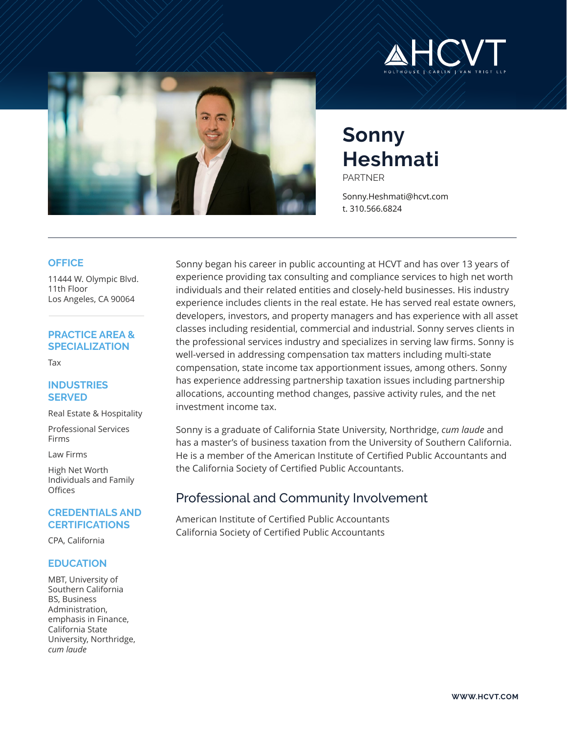HCVT

HOLTHOUSE | CARLIN | VAN TRIGT LLP

# Sonny Heshmati

PARTNER

Sonny.Heshmati@hcvt.com
t. 310.566.6824

## OFFICE

11444 W. Olympic Blvd.
11th Floor
Los Angeles, CA 90064

## PRACTICE AREA & SPECIALIZATION

Tax

## INDUSTRIES SERVED

Real Estate & Hospitality

Professional Services Firms

Law Firms

High Net Worth Individuals and Family Offices

## CREDENTIALS AND CERTIFICATIONS

CPA, California

## EDUCATION

MBT, University of Southern California
BS, Business Administration, emphasis in Finance, California State University, Northridge, *cum laude*

Sonny began his career in public accounting at HCVT and has over 13 years of experience providing tax consulting and compliance services to high net worth individuals and their related entities and closely-held businesses. His industry experience includes clients in the real estate. He has served real estate owners, developers, investors, and property managers and has experience with all asset classes including residential, commercial and industrial. Sonny serves clients in the professional services industry and specializes in serving law firms. Sonny is well-versed in addressing compensation tax matters including multi-state compensation, state income tax apportionment issues, among others. Sonny has experience addressing partnership taxation issues including partnership allocations, accounting method changes, passive activity rules, and the net investment income tax.

Sonny is a graduate of California State University, Northridge, *cum laude* and has a master's of business taxation from the University of Southern California. He is a member of the American Institute of Certified Public Accountants and the California Society of Certified Public Accountants.

## Professional and Community Involvement

American Institute of Certified Public Accountants
California Society of Certified Public Accountants

WWW.HCVT.COM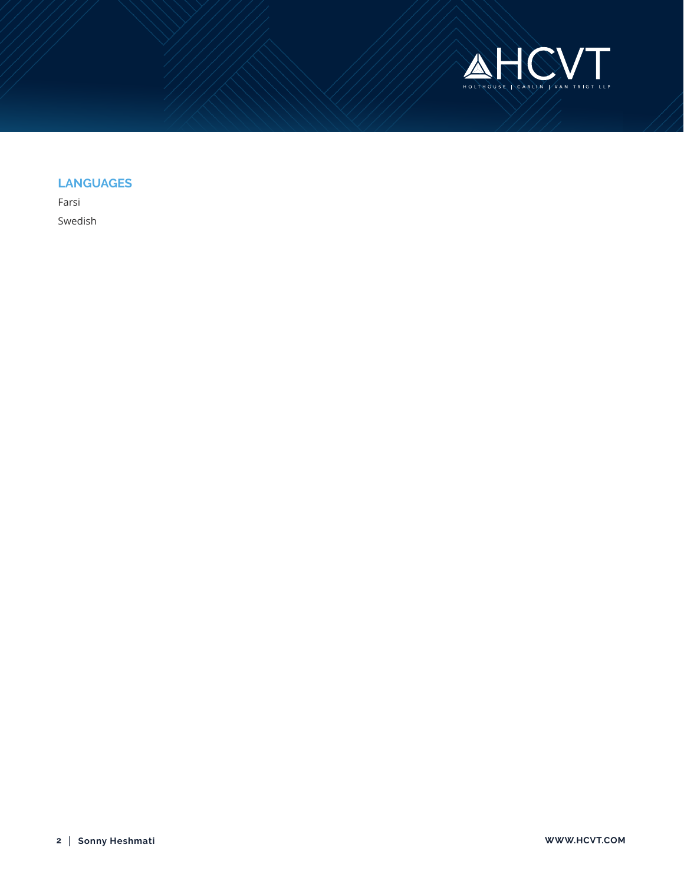## LANGUAGES

Farsi

Swedish